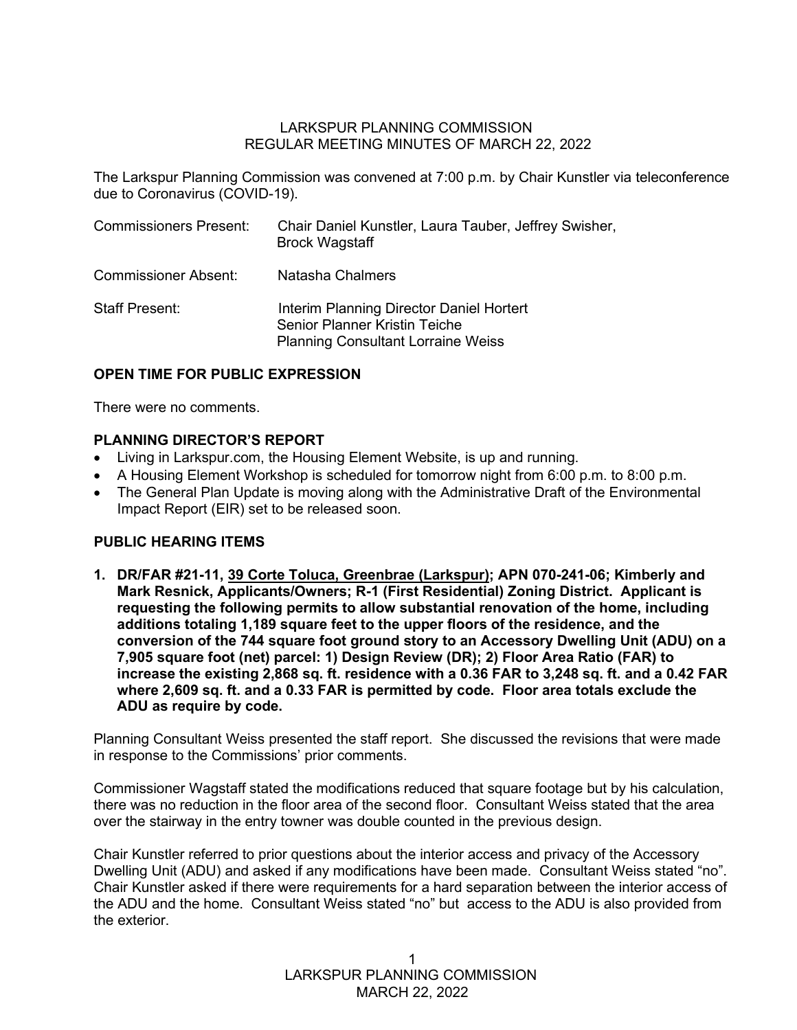# LARKSPUR PLANNING COMMISSION
## REGULAR MEETING MINUTES OF MARCH 22, 2022

The Larkspur Planning Commission was convened at 7:00 p.m. by Chair Kunstler via teleconference due to Coronavirus (COVID-19).

| | |
|---|---|
| Commissioners Present: | Chair Daniel Kunstler, Laura Tauber, Jeffrey Swisher, Brock Wagstaff |
| Commissioner Absent: | Natasha Chalmers |
| Staff Present: | Interim Planning Director Daniel Hortert<br>Senior Planner Kristin Teiche<br>Planning Consultant Lorraine Weiss |

**OPEN TIME FOR PUBLIC EXPRESSION**

There were no comments.

**PLANNING DIRECTOR'S REPORT**

- Living in Larkspur.com, the Housing Element Website, is up and running.
- A Housing Element Workshop is scheduled for tomorrow night from 6:00 p.m. to 8:00 p.m.
- The General Plan Update is moving along with the Administrative Draft of the Environmental Impact Report (EIR) set to be released soon.

**PUBLIC HEARING ITEMS**

**1. DR/FAR #21-11, <u>39 Corte Toluca, Greenbrae (Larkspur)</u>; APN 070-241-06; Kimberly and Mark Resnick, Applicants/Owners; R-1 (First Residential) Zoning District. Applicant is requesting the following permits to allow substantial renovation of the home, including additions totaling 1,189 square feet to the upper floors of the residence, and the conversion of the 744 square foot ground story to an Accessory Dwelling Unit (ADU) on a 7,905 square foot (net) parcel: 1) Design Review (DR); 2) Floor Area Ratio (FAR) to increase the existing 2,868 sq. ft. residence with a 0.36 FAR to 3,248 sq. ft. and a 0.42 FAR where 2,609 sq. ft. and a 0.33 FAR is permitted by code. Floor area totals exclude the ADU as require by code.**

Planning Consultant Weiss presented the staff report. She discussed the revisions that were made in response to the Commissions' prior comments.

Commissioner Wagstaff stated the modifications reduced that square footage but by his calculation, there was no reduction in the floor area of the second floor. Consultant Weiss stated that the area over the stairway in the entry towner was double counted in the previous design.

Chair Kunstler referred to prior questions about the interior access and privacy of the Accessory Dwelling Unit (ADU) and asked if any modifications have been made. Consultant Weiss stated "no". Chair Kunstler asked if there were requirements for a hard separation between the interior access of the ADU and the home. Consultant Weiss stated "no" but access to the ADU is also provided from the exterior.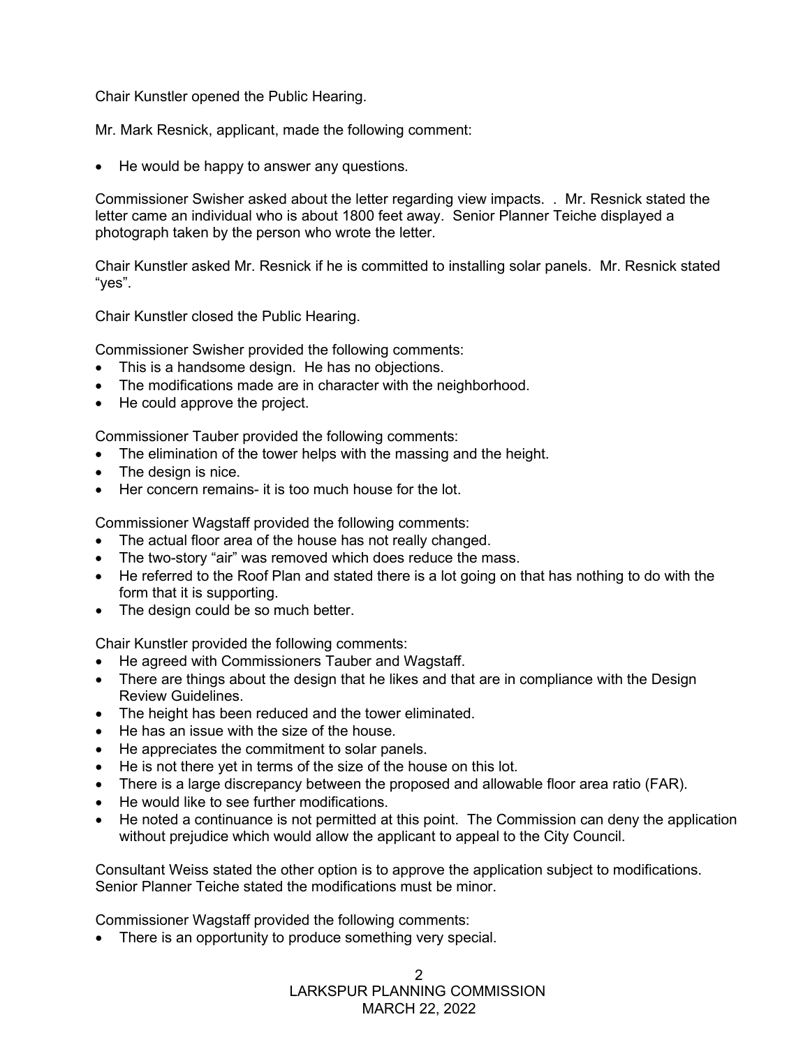Chair Kunstler opened the Public Hearing.

Mr. Mark Resnick, applicant, made the following comment:

- He would be happy to answer any questions.

Commissioner Swisher asked about the letter regarding view impacts. . Mr. Resnick stated the letter came an individual who is about 1800 feet away. Senior Planner Teiche displayed a photograph taken by the person who wrote the letter.

Chair Kunstler asked Mr. Resnick if he is committed to installing solar panels. Mr. Resnick stated "yes".

Chair Kunstler closed the Public Hearing.

Commissioner Swisher provided the following comments:

- This is a handsome design. He has no objections.
- The modifications made are in character with the neighborhood.
- He could approve the project.

Commissioner Tauber provided the following comments:

- The elimination of the tower helps with the massing and the height.
- The design is nice.
- Her concern remains- it is too much house for the lot.

Commissioner Wagstaff provided the following comments:

- The actual floor area of the house has not really changed.
- The two-story "air" was removed which does reduce the mass.
- He referred to the Roof Plan and stated there is a lot going on that has nothing to do with the form that it is supporting.
- The design could be so much better.

Chair Kunstler provided the following comments:

- He agreed with Commissioners Tauber and Wagstaff.
- There are things about the design that he likes and that are in compliance with the Design Review Guidelines.
- The height has been reduced and the tower eliminated.
- He has an issue with the size of the house.
- He appreciates the commitment to solar panels.
- He is not there yet in terms of the size of the house on this lot.
- There is a large discrepancy between the proposed and allowable floor area ratio (FAR).
- He would like to see further modifications.
- He noted a continuance is not permitted at this point. The Commission can deny the application without prejudice which would allow the applicant to appeal to the City Council.

Consultant Weiss stated the other option is to approve the application subject to modifications. Senior Planner Teiche stated the modifications must be minor.

Commissioner Wagstaff provided the following comments:

- There is an opportunity to produce something very special.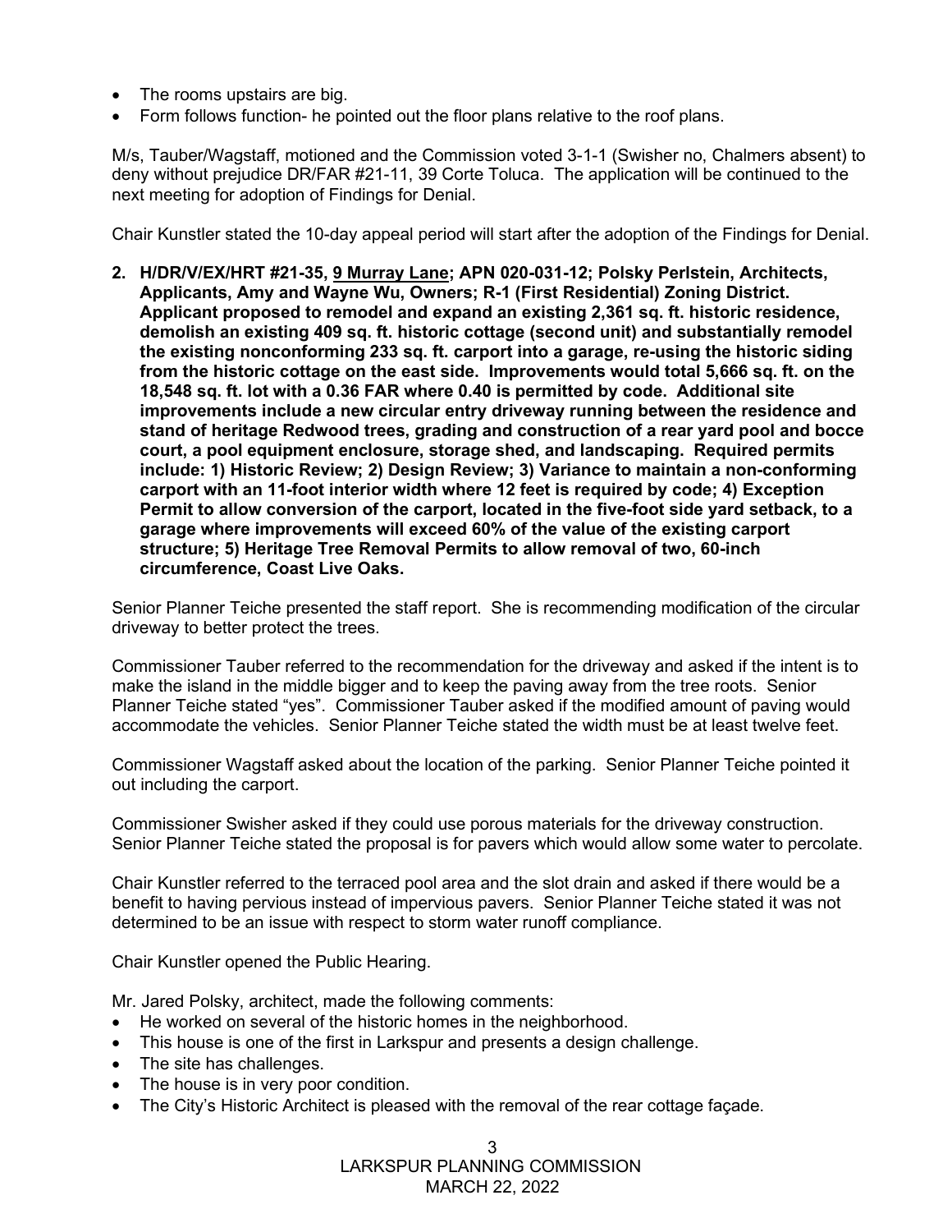- The rooms upstairs are big.
- Form follows function- he pointed out the floor plans relative to the roof plans.

M/s, Tauber/Wagstaff, motioned and the Commission voted 3-1-1 (Swisher no, Chalmers absent) to deny without prejudice DR/FAR #21-11, 39 Corte Toluca. The application will be continued to the next meeting for adoption of Findings for Denial.

Chair Kunstler stated the 10-day appeal period will start after the adoption of the Findings for Denial.

**2. H/DR/V/EX/HRT #21-35, <u>9 Murray Lane</u>; APN 020-031-12; Polsky Perlstein, Architects, Applicants, Amy and Wayne Wu, Owners; R-1 (First Residential) Zoning District. Applicant proposed to remodel and expand an existing 2,361 sq. ft. historic residence, demolish an existing 409 sq. ft. historic cottage (second unit) and substantially remodel the existing nonconforming 233 sq. ft. carport into a garage, re-using the historic siding from the historic cottage on the east side. Improvements would total 5,666 sq. ft. on the 18,548 sq. ft. lot with a 0.36 FAR where 0.40 is permitted by code. Additional site improvements include a new circular entry driveway running between the residence and stand of heritage Redwood trees, grading and construction of a rear yard pool and bocce court, a pool equipment enclosure, storage shed, and landscaping. Required permits include: 1) Historic Review; 2) Design Review; 3) Variance to maintain a non-conforming carport with an 11-foot interior width where 12 feet is required by code; 4) Exception Permit to allow conversion of the carport, located in the five-foot side yard setback, to a garage where improvements will exceed 60% of the value of the existing carport structure; 5) Heritage Tree Removal Permits to allow removal of two, 60-inch circumference, Coast Live Oaks.**

Senior Planner Teiche presented the staff report. She is recommending modification of the circular driveway to better protect the trees.

Commissioner Tauber referred to the recommendation for the driveway and asked if the intent is to make the island in the middle bigger and to keep the paving away from the tree roots. Senior Planner Teiche stated "yes". Commissioner Tauber asked if the modified amount of paving would accommodate the vehicles. Senior Planner Teiche stated the width must be at least twelve feet.

Commissioner Wagstaff asked about the location of the parking. Senior Planner Teiche pointed it out including the carport.

Commissioner Swisher asked if they could use porous materials for the driveway construction. Senior Planner Teiche stated the proposal is for pavers which would allow some water to percolate.

Chair Kunstler referred to the terraced pool area and the slot drain and asked if there would be a benefit to having pervious instead of impervious pavers. Senior Planner Teiche stated it was not determined to be an issue with respect to storm water runoff compliance.

Chair Kunstler opened the Public Hearing.

Mr. Jared Polsky, architect, made the following comments:
- He worked on several of the historic homes in the neighborhood.
- This house is one of the first in Larkspur and presents a design challenge.
- The site has challenges.
- The house is in very poor condition.
- The City's Historic Architect is pleased with the removal of the rear cottage façade.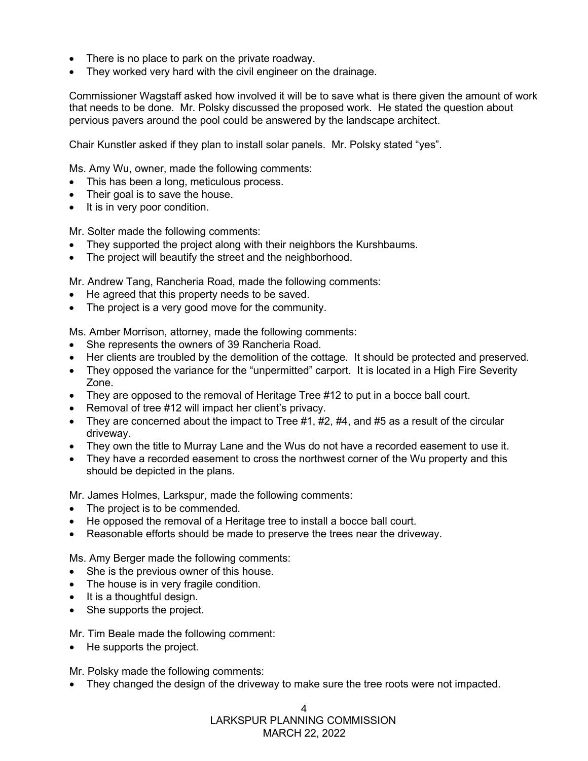- There is no place to park on the private roadway.
- They worked very hard with the civil engineer on the drainage.

Commissioner Wagstaff asked how involved it will be to save what is there given the amount of work that needs to be done. Mr. Polsky discussed the proposed work. He stated the question about pervious pavers around the pool could be answered by the landscape architect.

Chair Kunstler asked if they plan to install solar panels. Mr. Polsky stated "yes".

Ms. Amy Wu, owner, made the following comments:
- This has been a long, meticulous process.
- Their goal is to save the house.
- It is in very poor condition.

Mr. Solter made the following comments:
- They supported the project along with their neighbors the Kurshbaums.
- The project will beautify the street and the neighborhood.

Mr. Andrew Tang, Rancheria Road, made the following comments:
- He agreed that this property needs to be saved.
- The project is a very good move for the community.

Ms. Amber Morrison, attorney, made the following comments:
- She represents the owners of 39 Rancheria Road.
- Her clients are troubled by the demolition of the cottage. It should be protected and preserved.
- They opposed the variance for the "unpermitted" carport. It is located in a High Fire Severity Zone.
- They are opposed to the removal of Heritage Tree #12 to put in a bocce ball court.
- Removal of tree #12 will impact her client's privacy.
- They are concerned about the impact to Tree #1, #2, #4, and #5 as a result of the circular driveway.
- They own the title to Murray Lane and the Wus do not have a recorded easement to use it.
- They have a recorded easement to cross the northwest corner of the Wu property and this should be depicted in the plans.

Mr. James Holmes, Larkspur, made the following comments:
- The project is to be commended.
- He opposed the removal of a Heritage tree to install a bocce ball court.
- Reasonable efforts should be made to preserve the trees near the driveway.

Ms. Amy Berger made the following comments:
- She is the previous owner of this house.
- The house is in very fragile condition.
- It is a thoughtful design.
- She supports the project.

Mr. Tim Beale made the following comment:
- He supports the project.

Mr. Polsky made the following comments:
- They changed the design of the driveway to make sure the tree roots were not impacted.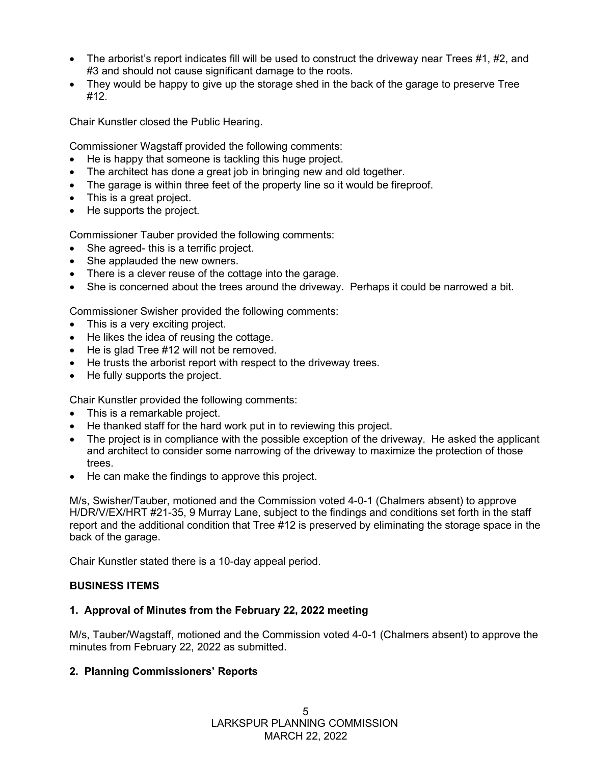- The arborist's report indicates fill will be used to construct the driveway near Trees #1, #2, and #3 and should not cause significant damage to the roots.
- They would be happy to give up the storage shed in the back of the garage to preserve Tree #12.

Chair Kunstler closed the Public Hearing.

Commissioner Wagstaff provided the following comments:

- He is happy that someone is tackling this huge project.
- The architect has done a great job in bringing new and old together.
- The garage is within three feet of the property line so it would be fireproof.
- This is a great project.
- He supports the project.

Commissioner Tauber provided the following comments:

- She agreed- this is a terrific project.
- She applauded the new owners.
- There is a clever reuse of the cottage into the garage.
- She is concerned about the trees around the driveway. Perhaps it could be narrowed a bit.

Commissioner Swisher provided the following comments:

- This is a very exciting project.
- He likes the idea of reusing the cottage.
- He is glad Tree #12 will not be removed.
- He trusts the arborist report with respect to the driveway trees.
- He fully supports the project.

Chair Kunstler provided the following comments:

- This is a remarkable project.
- He thanked staff for the hard work put in to reviewing this project.
- The project is in compliance with the possible exception of the driveway. He asked the applicant and architect to consider some narrowing of the driveway to maximize the protection of those trees.
- He can make the findings to approve this project.

M/s, Swisher/Tauber, motioned and the Commission voted 4-0-1 (Chalmers absent) to approve H/DR/V/EX/HRT #21-35, 9 Murray Lane, subject to the findings and conditions set forth in the staff report and the additional condition that Tree #12 is preserved by eliminating the storage space in the back of the garage.

Chair Kunstler stated there is a 10-day appeal period.

**BUSINESS ITEMS**

**1. Approval of Minutes from the February 22, 2022 meeting**

M/s, Tauber/Wagstaff, motioned and the Commission voted 4-0-1 (Chalmers absent) to approve the minutes from February 22, 2022 as submitted.

**2. Planning Commissioners' Reports**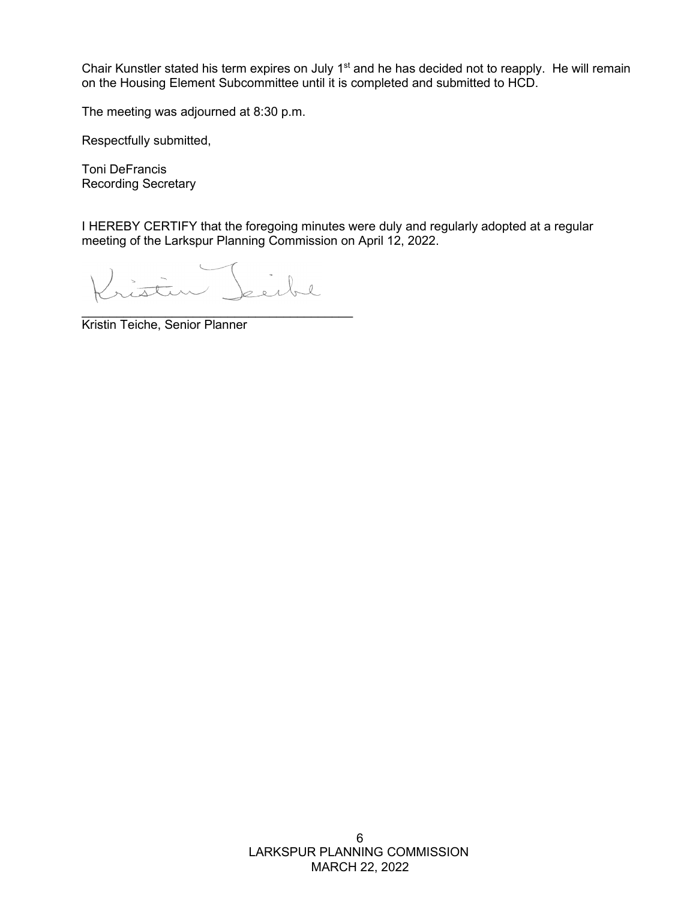Chair Kunstler stated his term expires on July 1st and he has decided not to reapply. He will remain on the Housing Element Subcommittee until it is completed and submitted to HCD.

The meeting was adjourned at 8:30 p.m.

Respectfully submitted,

Toni DeFrancis
Recording Secretary

I HEREBY CERTIFY that the foregoing minutes were duly and regularly adopted at a regular meeting of the Larkspur Planning Commission on April 12, 2022.

Kristin Teiche

\_\_\_\_\_\_\_\_\_\_\_\_\_\_\_\_\_\_\_\_\_\_\_\_\_\_\_\_\_\_\_\_\_\_\_\_\_\_\_\_

Kristin Teiche, Senior Planner